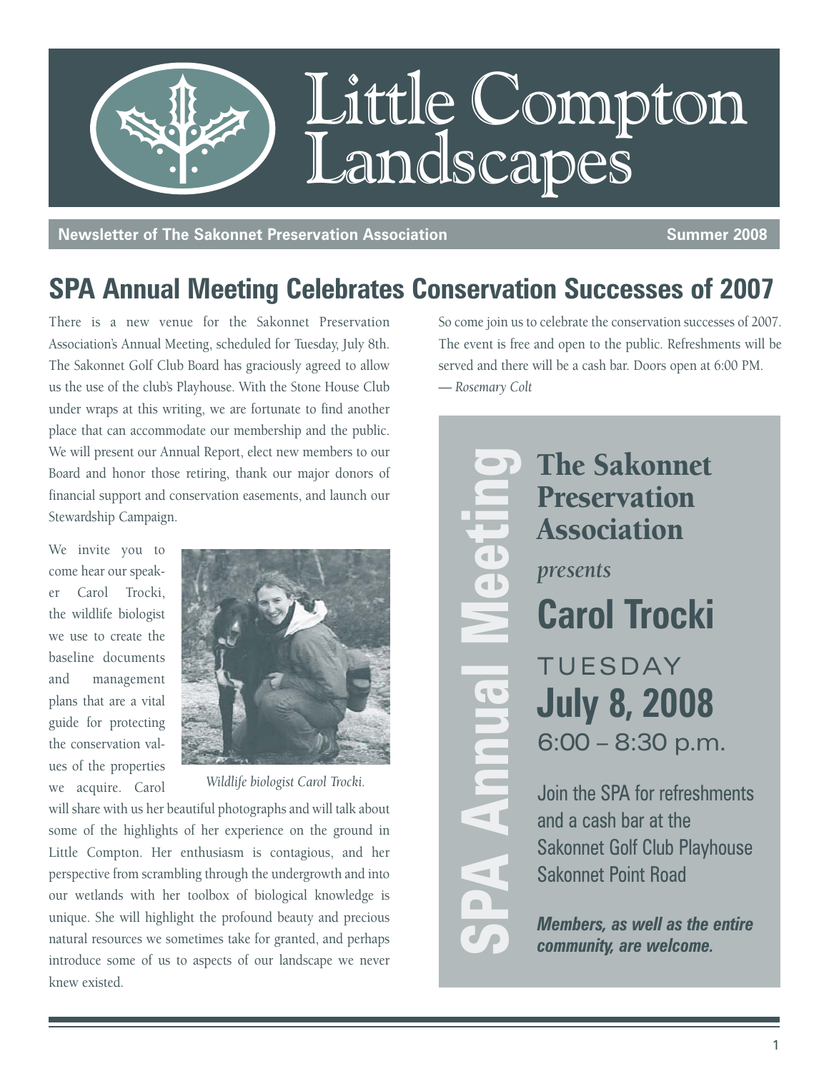# Little Compton Landscapes

**Newsletter of The Sakonnet Preservation Association** — **Summer 2008**

## SPA Annual Meeting Celebrates Conservation Successes of 2007

There is a new venue for the Sakonnet Preservation Association's Annual Meeting, scheduled for Tuesday, July 8th. The Sakonnet Golf Club Board has graciously agreed to allow us the use of the club's Playhouse. With the Stone House Club under wraps at this writing, we are fortunate to find another place that can accommodate our membership and the public. We will present our Annual Report, elect new members to our Board and honor those retiring, thank our major donors of financial support and conservation easements, and launch our Stewardship Campaign.

We invite you to come hear our speaker Carol Trocki, the wildlife biologist we use to create the baseline documents and management plans that are a vital guide for protecting the conservation values of the properties we acquire. Carol will share with us her beautiful photographs and will talk about some of the highlights of her experience on the ground in Little Compton. Her enthusiasm is contagious, and her perspective from scrambling through the undergrowth and into our wetlands with her toolbox of biological knowledge is unique. She will highlight the profound beauty and precious natural resources we sometimes take for granted, and perhaps introduce some of us to aspects of our landscape we never knew existed.

*Wildlife biologist Carol Trocki.*

So come join us to celebrate the conservation successes of 2007. The event is free and open to the public. Refreshments will be served and there will be a cash bar. Doors open at 6:00 PM.

*— Rosemary Colt*

---

**SPA Annual Meeting**

**The Sakonnet Preservation Association**

*presents*

**Carol Trocki**

TUESDAY

**July 8, 2008**

6:00 – 8:30 p.m.

Join the SPA for refreshments and a cash bar at the Sakonnet Golf Club Playhouse Sakonnet Point Road

***Members, as well as the entire community, are welcome.***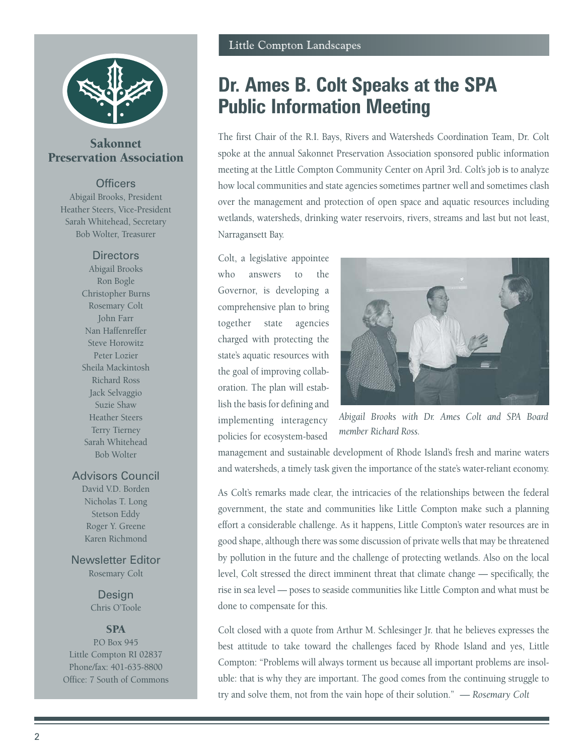## Sakonnet Preservation Association

### Officers

Abigail Brooks, President
Heather Steers, Vice-President
Sarah Whitehead, Secretary
Bob Wolter, Treasurer

### Directors

Abigail Brooks
Ron Bogle
Christopher Burns
Rosemary Colt
John Farr
Nan Haffenreffer
Steve Horowitz
Peter Lozier
Sheila Mackintosh
Richard Ross
Jack Selvaggio
Suzie Shaw
Heather Steers
Terry Tierney
Sarah Whitehead
Bob Wolter

### Advisors Council

David V.D. Borden
Nicholas T. Long
Stetson Eddy
Roger Y. Greene
Karen Richmond

### Newsletter Editor

Rosemary Colt

### Design

Chris O'Toole

### SPA

P.O Box 945
Little Compton RI 02837
Phone/fax: 401-635-8800
Office: 7 South of Commons

Little Compton Landscapes

# Dr. Ames B. Colt Speaks at the SPA Public Information Meeting

The first Chair of the R.I. Bays, Rivers and Watersheds Coordination Team, Dr. Colt spoke at the annual Sakonnet Preservation Association sponsored public information meeting at the Little Compton Community Center on April 3rd. Colt's job is to analyze how local communities and state agencies sometimes partner well and sometimes clash over the management and protection of open space and aquatic resources including wetlands, watersheds, drinking water reservoirs, rivers, streams and last but not least, Narragansett Bay.

Colt, a legislative appointee who answers to the Governor, is developing a comprehensive plan to bring together state agencies charged with protecting the state's aquatic resources with the goal of improving collaboration. The plan will establish the basis for defining and implementing interagency policies for ecosystem-based management and sustainable development of Rhode Island's fresh and marine waters and watersheds, a timely task given the importance of the state's water-reliant economy.

*Abigail Brooks with Dr. Ames Colt and SPA Board member Richard Ross.*

As Colt's remarks made clear, the intricacies of the relationships between the federal government, the state and communities like Little Compton make such a planning effort a considerable challenge. As it happens, Little Compton's water resources are in good shape, although there was some discussion of private wells that may be threatened by pollution in the future and the challenge of protecting wetlands. Also on the local level, Colt stressed the direct imminent threat that climate change — specifically, the rise in sea level — poses to seaside communities like Little Compton and what must be done to compensate for this.

Colt closed with a quote from Arthur M. Schlesinger Jr. that he believes expresses the best attitude to take toward the challenges faced by Rhode Island and yes, Little Compton: "Problems will always torment us because all important problems are insoluble: that is why they are important. The good comes from the continuing struggle to try and solve them, not from the vain hope of their solution." — *Rosemary Colt*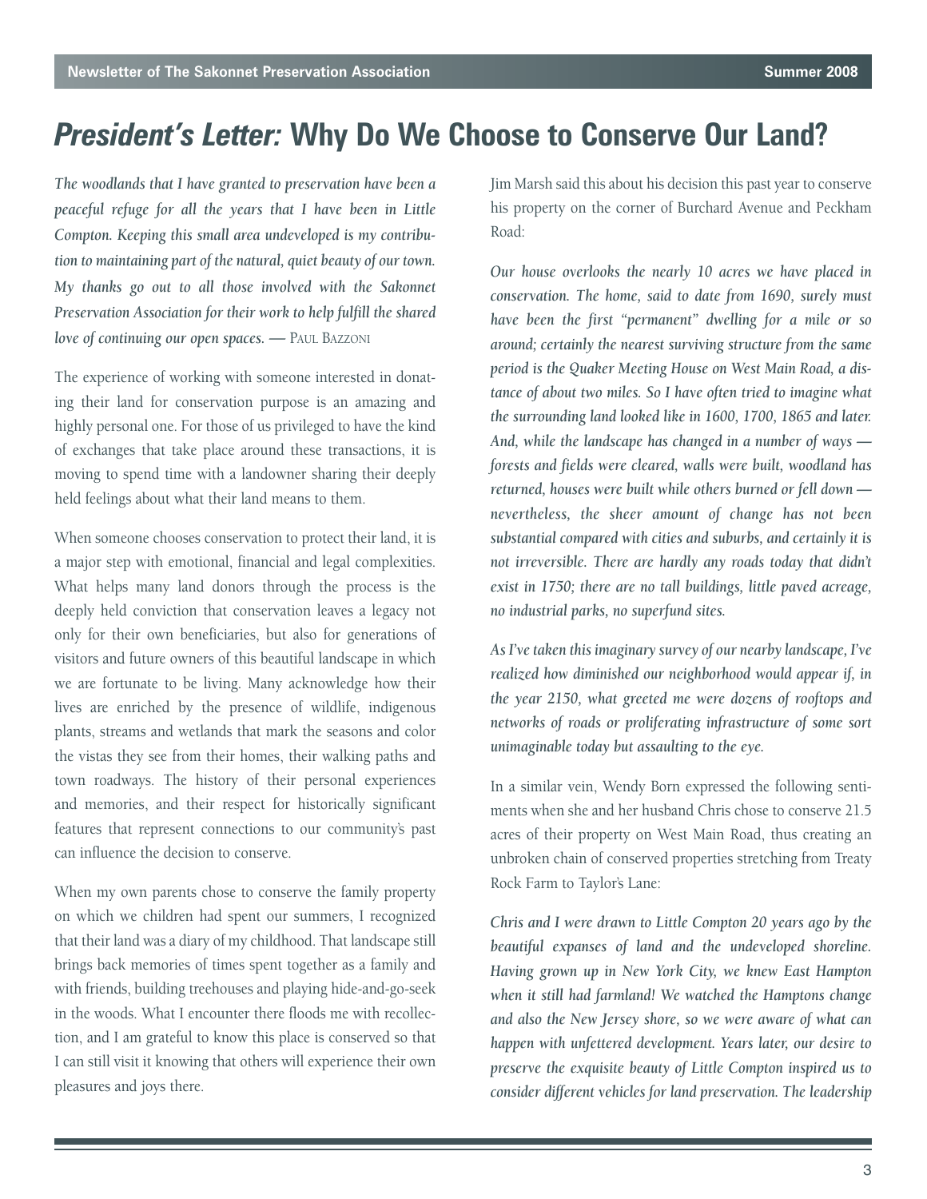# *President's Letter:* Why Do We Choose to Conserve Our Land?

*The woodlands that I have granted to preservation have been a peaceful refuge for all the years that I have been in Little Compton. Keeping this small area undeveloped is my contribution to maintaining part of the natural, quiet beauty of our town. My thanks go out to all those involved with the Sakonnet Preservation Association for their work to help fulfill the shared love of continuing our open spaces.* — Paul Bazzoni

The experience of working with someone interested in donating their land for conservation purpose is an amazing and highly personal one. For those of us privileged to have the kind of exchanges that take place around these transactions, it is moving to spend time with a landowner sharing their deeply held feelings about what their land means to them.

When someone chooses conservation to protect their land, it is a major step with emotional, financial and legal complexities. What helps many land donors through the process is the deeply held conviction that conservation leaves a legacy not only for their own beneficiaries, but also for generations of visitors and future owners of this beautiful landscape in which we are fortunate to be living. Many acknowledge how their lives are enriched by the presence of wildlife, indigenous plants, streams and wetlands that mark the seasons and color the vistas they see from their homes, their walking paths and town roadways. The history of their personal experiences and memories, and their respect for historically significant features that represent connections to our community's past can influence the decision to conserve.

When my own parents chose to conserve the family property on which we children had spent our summers, I recognized that their land was a diary of my childhood. That landscape still brings back memories of times spent together as a family and with friends, building treehouses and playing hide-and-go-seek in the woods. What I encounter there floods me with recollection, and I am grateful to know this place is conserved so that I can still visit it knowing that others will experience their own pleasures and joys there.

Jim Marsh said this about his decision this past year to conserve his property on the corner of Burchard Avenue and Peckham Road:

*Our house overlooks the nearly 10 acres we have placed in conservation. The home, said to date from 1690, surely must have been the first "permanent" dwelling for a mile or so around; certainly the nearest surviving structure from the same period is the Quaker Meeting House on West Main Road, a distance of about two miles. So I have often tried to imagine what the surrounding land looked like in 1600, 1700, 1865 and later. And, while the landscape has changed in a number of ways — forests and fields were cleared, walls were built, woodland has returned, houses were built while others burned or fell down — nevertheless, the sheer amount of change has not been substantial compared with cities and suburbs, and certainly it is not irreversible. There are hardly any roads today that didn't exist in 1750; there are no tall buildings, little paved acreage, no industrial parks, no superfund sites.*

*As I've taken this imaginary survey of our nearby landscape, I've realized how diminished our neighborhood would appear if, in the year 2150, what greeted me were dozens of rooftops and networks of roads or proliferating infrastructure of some sort unimaginable today but assaulting to the eye.*

In a similar vein, Wendy Born expressed the following sentiments when she and her husband Chris chose to conserve 21.5 acres of their property on West Main Road, thus creating an unbroken chain of conserved properties stretching from Treaty Rock Farm to Taylor's Lane:

*Chris and I were drawn to Little Compton 20 years ago by the beautiful expanses of land and the undeveloped shoreline. Having grown up in New York City, we knew East Hampton when it still had farmland! We watched the Hamptons change and also the New Jersey shore, so we were aware of what can happen with unfettered development. Years later, our desire to preserve the exquisite beauty of Little Compton inspired us to consider different vehicles for land preservation. The leadership*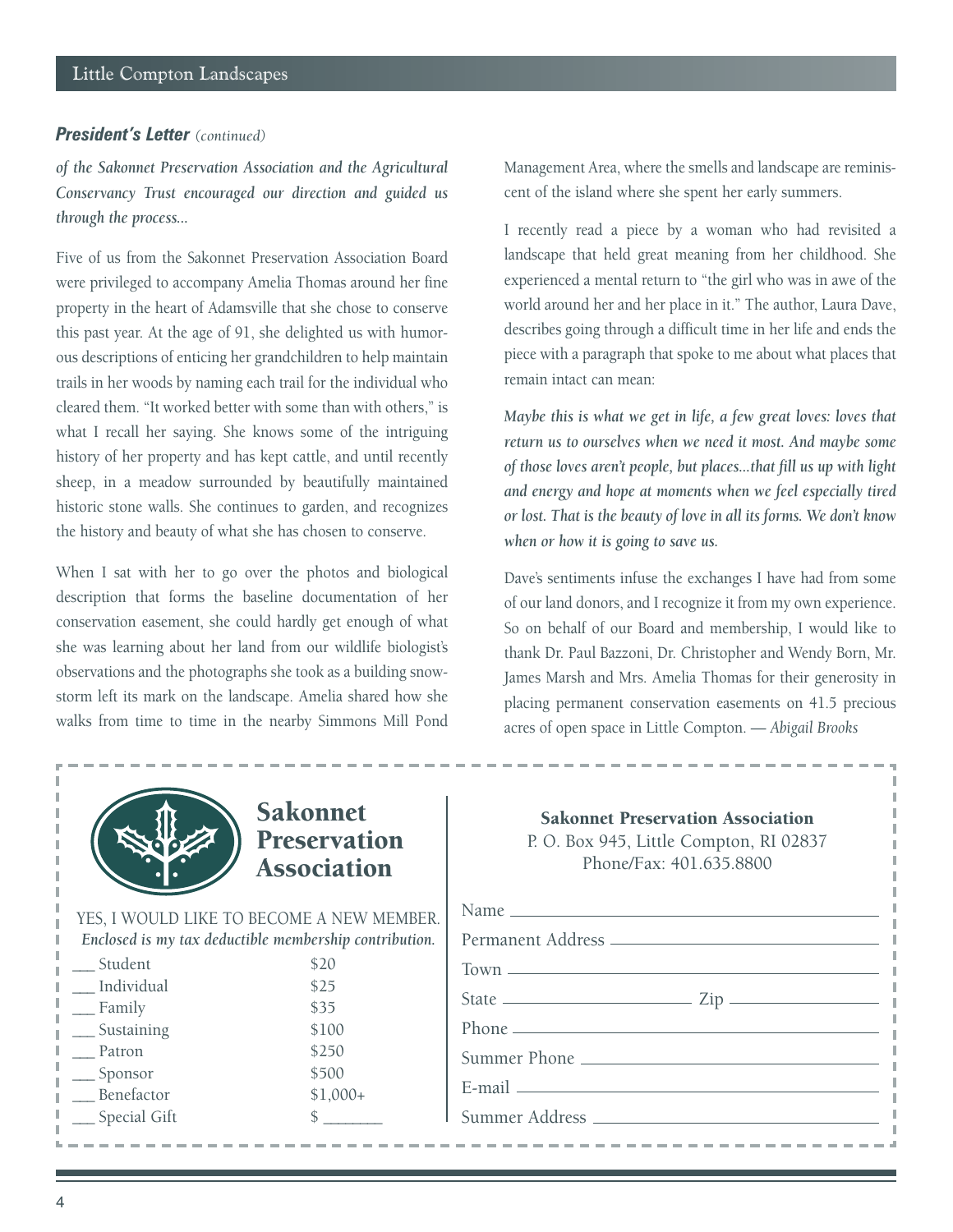### ***President's Letter*** *(continued)*

*of the Sakonnet Preservation Association and the Agricultural Conservancy Trust encouraged our direction and guided us through the process...*

Five of us from the Sakonnet Preservation Association Board were privileged to accompany Amelia Thomas around her fine property in the heart of Adamsville that she chose to conserve this past year. At the age of 91, she delighted us with humorous descriptions of enticing her grandchildren to help maintain trails in her woods by naming each trail for the individual who cleared them. "It worked better with some than with others," is what I recall her saying. She knows some of the intriguing history of her property and has kept cattle, and until recently sheep, in a meadow surrounded by beautifully maintained historic stone walls. She continues to garden, and recognizes the history and beauty of what she has chosen to conserve.

When I sat with her to go over the photos and biological description that forms the baseline documentation of her conservation easement, she could hardly get enough of what she was learning about her land from our wildlife biologist's observations and the photographs she took as a building snowstorm left its mark on the landscape. Amelia shared how she walks from time to time in the nearby Simmons Mill Pond Management Area, where the smells and landscape are reminiscent of the island where she spent her early summers.

I recently read a piece by a woman who had revisited a landscape that held great meaning from her childhood. She experienced a mental return to "the girl who was in awe of the world around her and her place in it." The author, Laura Dave, describes going through a difficult time in her life and ends the piece with a paragraph that spoke to me about what places that remain intact can mean:

*Maybe this is what we get in life, a few great loves: loves that return us to ourselves when we need it most. And maybe some of those loves aren't people, but places...that fill us up with light and energy and hope at moments when we feel especially tired or lost. That is the beauty of love in all its forms. We don't know when or how it is going to save us.*

Dave's sentiments infuse the exchanges I have had from some of our land donors, and I recognize it from my own experience. So on behalf of our Board and membership, I would like to thank Dr. Paul Bazzoni, Dr. Christopher and Wendy Born, Mr. James Marsh and Mrs. Amelia Thomas for their generosity in placing permanent conservation easements on 41.5 precious acres of open space in Little Compton. — *Abigail Brooks*

---

**Sakonnet Preservation Association**

YES, I WOULD LIKE TO BECOME A NEW MEMBER.
*Enclosed is my tax deductible membership contribution.*

| | |
|---|---|
| ___ Student | \$20 |
| ___ Individual | \$25 |
| ___ Family | \$35 |
| ___ Sustaining | \$100 |
| ___ Patron | \$250 |
| ___ Sponsor | \$500 |
| ___ Benefactor | \$1,000+ |
| ___ Special Gift | \$ _______ |

**Sakonnet Preservation Association**
P. O. Box 945, Little Compton, RI 02837
Phone/Fax: 401.635.8800

Name ______________________________

Permanent Address ______________________________

Town ______________________________

State ______________ Zip ______________

Phone ______________________________

Summer Phone ______________________________

E-mail ______________________________

Summer Address ______________________________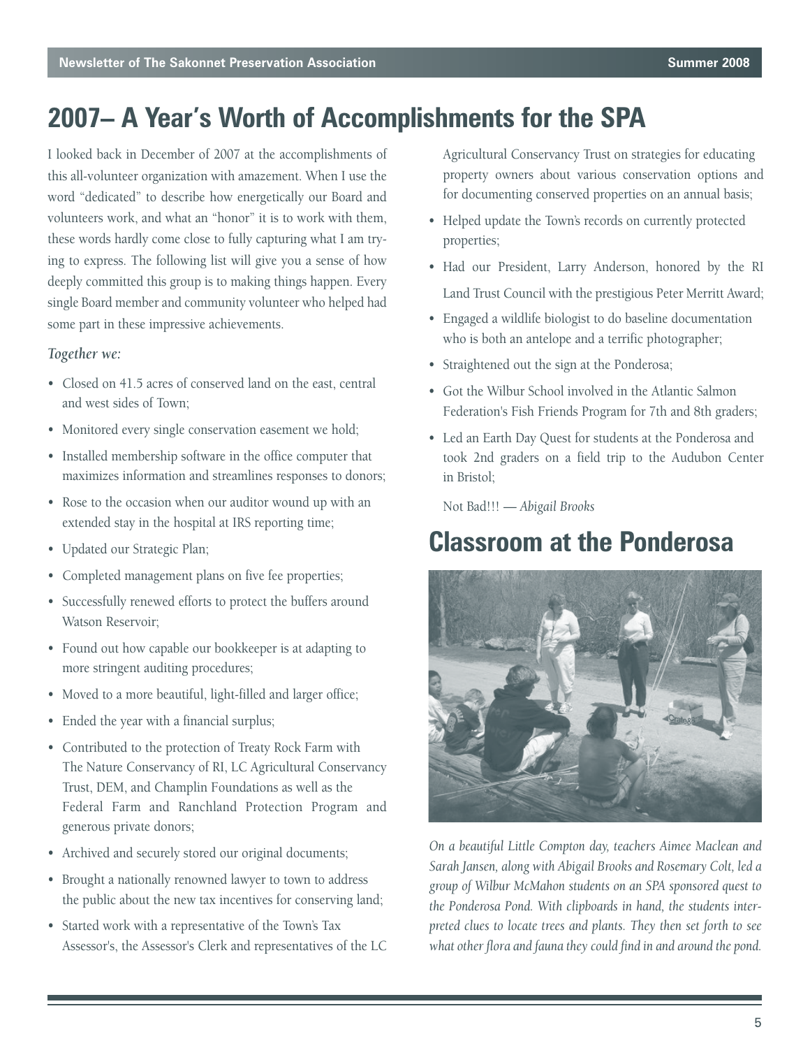## 2007– A Year's Worth of Accomplishments for the SPA

I looked back in December of 2007 at the accomplishments of this all-volunteer organization with amazement. When I use the word "dedicated" to describe how energetically our Board and volunteers work, and what an "honor" it is to work with them, these words hardly come close to fully capturing what I am trying to express. The following list will give you a sense of how deeply committed this group is to making things happen. Every single Board member and community volunteer who helped had some part in these impressive achievements.

*Together we:*

- Closed on 41.5 acres of conserved land on the east, central and west sides of Town;
- Monitored every single conservation easement we hold;
- Installed membership software in the office computer that maximizes information and streamlines responses to donors;
- Rose to the occasion when our auditor wound up with an extended stay in the hospital at IRS reporting time;
- Updated our Strategic Plan;
- Completed management plans on five fee properties;
- Successfully renewed efforts to protect the buffers around Watson Reservoir;
- Found out how capable our bookkeeper is at adapting to more stringent auditing procedures;
- Moved to a more beautiful, light-filled and larger office;
- Ended the year with a financial surplus;
- Contributed to the protection of Treaty Rock Farm with The Nature Conservancy of RI, LC Agricultural Conservancy Trust, DEM, and Champlin Foundations as well as the Federal Farm and Ranchland Protection Program and generous private donors;
- Archived and securely stored our original documents;
- Brought a nationally renowned lawyer to town to address the public about the new tax incentives for conserving land;
- Started work with a representative of the Town's Tax Assessor's, the Assessor's Clerk and representatives of the LC Agricultural Conservancy Trust on strategies for educating property owners about various conservation options and for documenting conserved properties on an annual basis;
- Helped update the Town's records on currently protected properties;
- Had our President, Larry Anderson, honored by the RI Land Trust Council with the prestigious Peter Merritt Award;
- Engaged a wildlife biologist to do baseline documentation who is both an antelope and a terrific photographer;
- Straightened out the sign at the Ponderosa;
- Got the Wilbur School involved in the Atlantic Salmon Federation's Fish Friends Program for 7th and 8th graders;
- Led an Earth Day Quest for students at the Ponderosa and took 2nd graders on a field trip to the Audubon Center in Bristol;

Not Bad!!! — *Abigail Brooks*

## Classroom at the Ponderosa

*On a beautiful Little Compton day, teachers Aimee Maclean and Sarah Jansen, along with Abigail Brooks and Rosemary Colt, led a group of Wilbur McMahon students on an SPA sponsored quest to the Ponderosa Pond. With clipboards in hand, the students interpreted clues to locate trees and plants. They then set forth to see what other flora and fauna they could find in and around the pond.*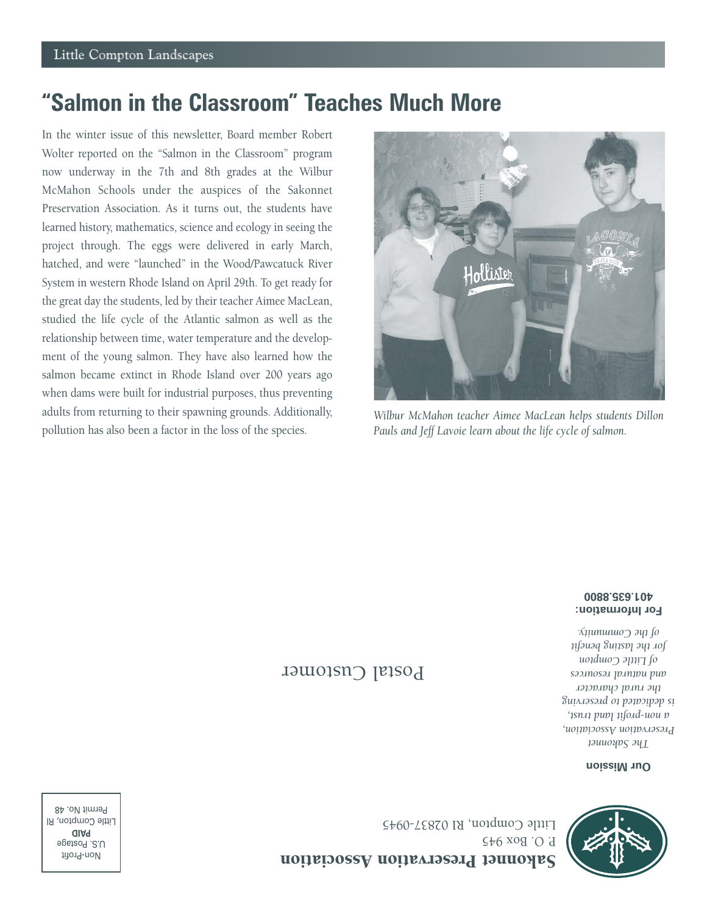# "Salmon in the Classroom" Teaches Much More

In the winter issue of this newsletter, Board member Robert Wolter reported on the "Salmon in the Classroom" program now underway in the 7th and 8th grades at the Wilbur McMahon Schools under the auspices of the Sakonnet Preservation Association. As it turns out, the students have learned history, mathematics, science and ecology in seeing the project through. The eggs were delivered in early March, hatched, and were "launched" in the Wood/Pawcatuck River System in western Rhode Island on April 29th. To get ready for the great day the students, led by their teacher Aimee MacLean, studied the life cycle of the Atlantic salmon as well as the relationship between time, water temperature and the development of the young salmon. They have also learned how the salmon became extinct in Rhode Island over 200 years ago when dams were built for industrial purposes, thus preventing adults from returning to their spawning grounds. Additionally, pollution has also been a factor in the loss of the species.

*Wilbur McMahon teacher Aimee MacLean helps students Dillon Pauls and Jeff Lavoie learn about the life cycle of salmon.*

**Sakonnet Preservation Association**
P. O. Box 945
Little Compton, RI 02837-0945

Non-Profit
U.S. Postage
**PAID**
Little Compton, RI
Permit No. 48

**Our Mission**

*The Sakonnet Preservation Association, a non-profit land trust, is dedicated to preserving the rural character and natural resources of Little Compton for the lasting benefit of the Community.*

**For Information:**
**401.635.8800**

Postal Customer